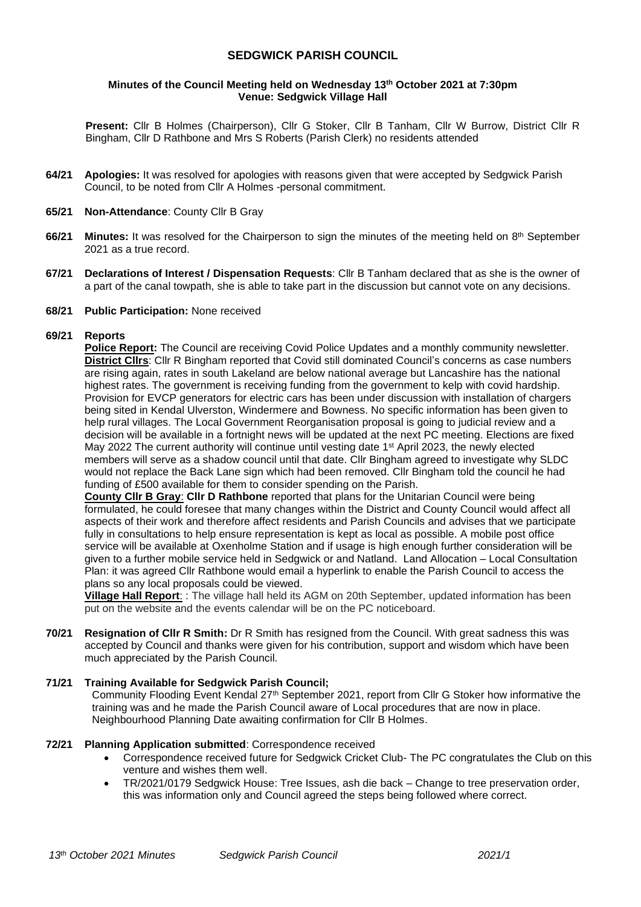# SEDGWICK PARISH COUNCIL

**Minutes of the Council Meeting held on Wednesday 13th October 2021 at 7:30pm**
**Venue: Sedgwick Village Hall**

**Present:** Cllr B Holmes (Chairperson), Cllr G Stoker, Cllr B Tanham, Cllr W Burrow, District Cllr R Bingham, Cllr D Rathbone and Mrs S Roberts (Parish Clerk) no residents attended

**64/21 Apologies:** It was resolved for apologies with reasons given that were accepted by Sedgwick Parish Council, to be noted from Cllr A Holmes -personal commitment.

**65/21 Non-Attendance**: County Cllr B Gray

**66/21 Minutes:** It was resolved for the Chairperson to sign the minutes of the meeting held on 8th September 2021 as a true record.

**67/21 Declarations of Interest / Dispensation Requests**: Cllr B Tanham declared that as she is the owner of a part of the canal towpath, she is able to take part in the discussion but cannot vote on any decisions.

**68/21 Public Participation:** None received

**69/21 Reports**

**Police Report:** The Council are receiving Covid Police Updates and a monthly community newsletter.
**District Cllrs**: Cllr R Bingham reported that Covid still dominated Council's concerns as case numbers are rising again, rates in south Lakeland are below national average but Lancashire has the national highest rates. The government is receiving funding from the government to kelp with covid hardship. Provision for EVCP generators for electric cars has been under discussion with installation of chargers being sited in Kendal Ulverston, Windermere and Bowness. No specific information has been given to help rural villages. The Local Government Reorganisation proposal is going to judicial review and a decision will be available in a fortnight news will be updated at the next PC meeting. Elections are fixed May 2022 The current authority will continue until vesting date 1st April 2023, the newly elected members will serve as a shadow council until that date. Cllr Bingham agreed to investigate why SLDC would not replace the Back Lane sign which had been removed. Cllr Bingham told the council he had funding of £500 available for them to consider spending on the Parish.

**County Cllr B Gray**: **Cllr D Rathbone** reported that plans for the Unitarian Council were being formulated, he could foresee that many changes within the District and County Council would affect all aspects of their work and therefore affect residents and Parish Councils and advises that we participate fully in consultations to help ensure representation is kept as local as possible. A mobile post office service will be available at Oxenholme Station and if usage is high enough further consideration will be given to a further mobile service held in Sedgwick or and Natland. Land Allocation – Local Consultation Plan: it was agreed Cllr Rathbone would email a hyperlink to enable the Parish Council to access the plans so any local proposals could be viewed.

**Village Hall Report**: : The village hall held its AGM on 20th September, updated information has been put on the website and the events calendar will be on the PC noticeboard.

**70/21 Resignation of Cllr R Smith:** Dr R Smith has resigned from the Council. With great sadness this was accepted by Council and thanks were given for his contribution, support and wisdom which have been much appreciated by the Parish Council.

**71/21 Training Available for Sedgwick Parish Council;**

Community Flooding Event Kendal 27th September 2021, report from Cllr G Stoker how informative the training was and he made the Parish Council aware of Local procedures that are now in place.
Neighbourhood Planning Date awaiting confirmation for Cllr B Holmes.

**72/21 Planning Application submitted**: Correspondence received

- Correspondence received future for Sedgwick Cricket Club- The PC congratulates the Club on this venture and wishes them well.
- TR/2021/0179 Sedgwick House: Tree Issues, ash die back – Change to tree preservation order, this was information only and Council agreed the steps being followed where correct.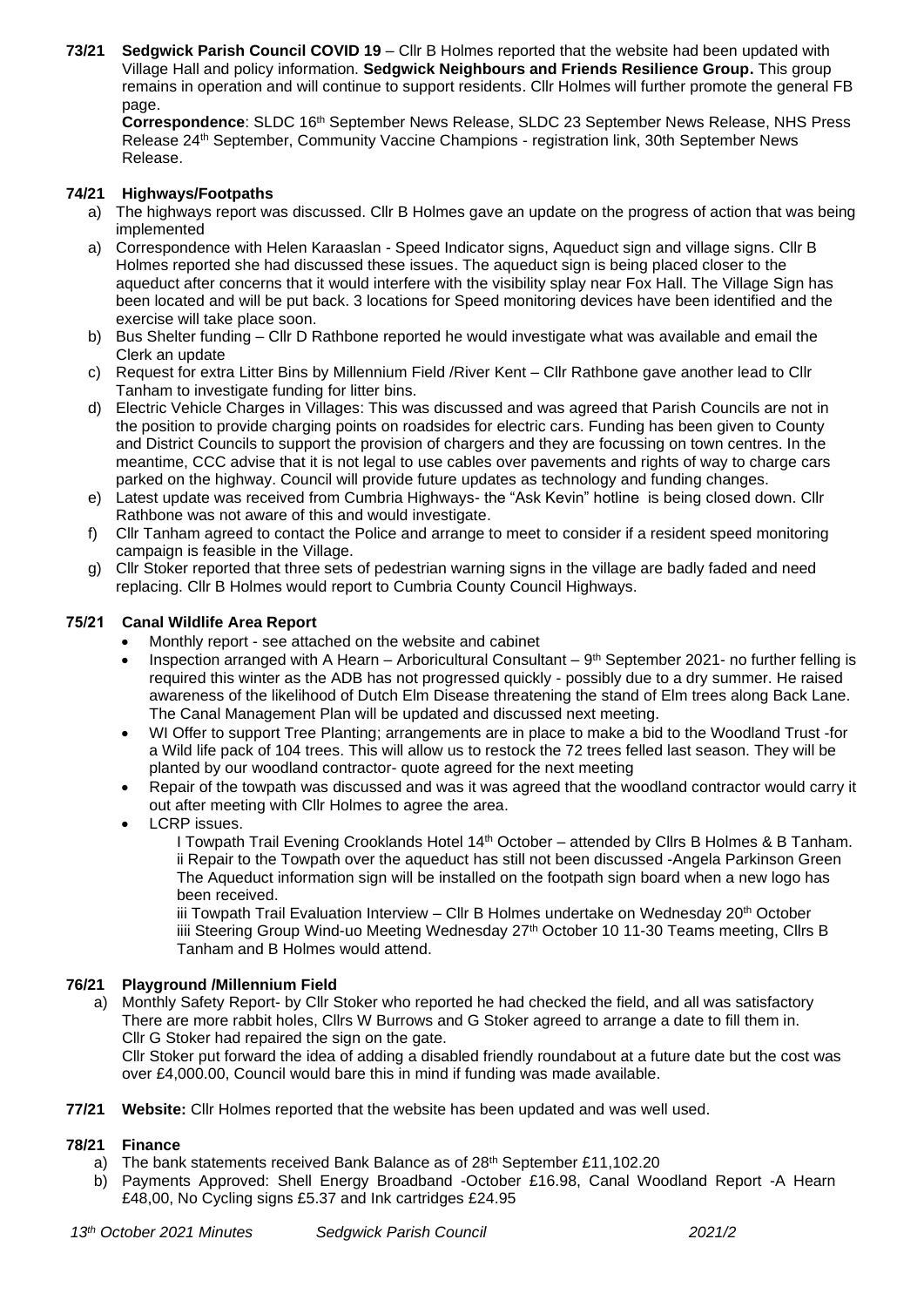**73/21 Sedgwick Parish Council COVID 19** – Cllr B Holmes reported that the website had been updated with Village Hall and policy information. **Sedgwick Neighbours and Friends Resilience Group.** This group remains in operation and will continue to support residents. Cllr Holmes will further promote the general FB page.

**Correspondence**: SLDC 16th September News Release, SLDC 23 September News Release, NHS Press Release 24th September, Community Vaccine Champions - registration link, 30th September News Release.

**74/21 Highways/Footpaths**

a) The highways report was discussed. Cllr B Holmes gave an update on the progress of action that was being implemented

a) Correspondence with Helen Karaaslan - Speed Indicator signs, Aqueduct sign and village signs. Cllr B Holmes reported she had discussed these issues. The aqueduct sign is being placed closer to the aqueduct after concerns that it would interfere with the visibility splay near Fox Hall. The Village Sign has been located and will be put back. 3 locations for Speed monitoring devices have been identified and the exercise will take place soon.

b) Bus Shelter funding – Cllr D Rathbone reported he would investigate what was available and email the Clerk an update

c) Request for extra Litter Bins by Millennium Field /River Kent – Cllr Rathbone gave another lead to Cllr Tanham to investigate funding for litter bins.

d) Electric Vehicle Charges in Villages: This was discussed and was agreed that Parish Councils are not in the position to provide charging points on roadsides for electric cars. Funding has been given to County and District Councils to support the provision of chargers and they are focussing on town centres. In the meantime, CCC advise that it is not legal to use cables over pavements and rights of way to charge cars parked on the highway. Council will provide future updates as technology and funding changes.

e) Latest update was received from Cumbria Highways- the "Ask Kevin" hotline is being closed down. Cllr Rathbone was not aware of this and would investigate.

f) Cllr Tanham agreed to contact the Police and arrange to meet to consider if a resident speed monitoring campaign is feasible in the Village.

g) Cllr Stoker reported that three sets of pedestrian warning signs in the village are badly faded and need replacing. Cllr B Holmes would report to Cumbria County Council Highways.

**75/21 Canal Wildlife Area Report**

- Monthly report - see attached on the website and cabinet
- Inspection arranged with A Hearn – Arboricultural Consultant – 9th September 2021- no further felling is required this winter as the ADB has not progressed quickly - possibly due to a dry summer. He raised awareness of the likelihood of Dutch Elm Disease threatening the stand of Elm trees along Back Lane. The Canal Management Plan will be updated and discussed next meeting.
- WI Offer to support Tree Planting; arrangements are in place to make a bid to the Woodland Trust -for a Wild life pack of 104 trees. This will allow us to restock the 72 trees felled last season. They will be planted by our woodland contractor- quote agreed for the next meeting
- Repair of the towpath was discussed and was it was agreed that the woodland contractor would carry it out after meeting with Cllr Holmes to agree the area.
- LCRP issues.

  I Towpath Trail Evening Crooklands Hotel 14th October – attended by Cllrs B Holmes & B Tanham.
  ii Repair to the Towpath over the aqueduct has still not been discussed -Angela Parkinson Green The Aqueduct information sign will be installed on the footpath sign board when a new logo has been received.
  iii Towpath Trail Evaluation Interview – Cllr B Holmes undertake on Wednesday 20th October
  iiii Steering Group Wind-uo Meeting Wednesday 27th October 10 11-30 Teams meeting, Cllrs B Tanham and B Holmes would attend.

**76/21 Playground /Millennium Field**

a) Monthly Safety Report- by Cllr Stoker who reported he had checked the field, and all was satisfactory There are more rabbit holes, Cllrs W Burrows and G Stoker agreed to arrange a date to fill them in. Cllr G Stoker had repaired the sign on the gate.
Cllr Stoker put forward the idea of adding a disabled friendly roundabout at a future date but the cost was over £4,000.00, Council would bare this in mind if funding was made available.

**77/21 Website:** Cllr Holmes reported that the website has been updated and was well used.

**78/21 Finance**

a) The bank statements received Bank Balance as of 28th September £11,102.20

b) Payments Approved: Shell Energy Broadband -October £16.98, Canal Woodland Report -A Hearn £48,00, No Cycling signs £5.37 and Ink cartridges £24.95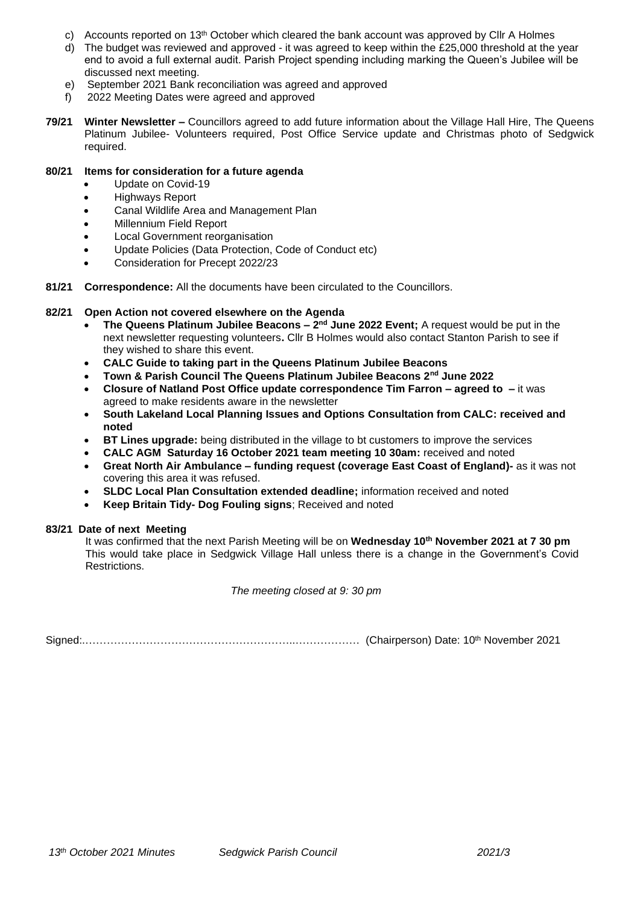c) Accounts reported on 13th October which cleared the bank account was approved by Cllr A Holmes
d) The budget was reviewed and approved - it was agreed to keep within the £25,000 threshold at the year end to avoid a full external audit. Parish Project spending including marking the Queen's Jubilee will be discussed next meeting.
e) September 2021 Bank reconciliation was agreed and approved
f) 2022 Meeting Dates were agreed and approved

**79/21 Winter Newsletter –** Councillors agreed to add future information about the Village Hall Hire, The Queens Platinum Jubilee- Volunteers required, Post Office Service update and Christmas photo of Sedgwick required.

**80/21 Items for consideration for a future agenda**

- Update on Covid-19
- Highways Report
- Canal Wildlife Area and Management Plan
- Millennium Field Report
- Local Government reorganisation
- Update Policies (Data Protection, Code of Conduct etc)
- Consideration for Precept 2022/23

**81/21 Correspondence:** All the documents have been circulated to the Councillors.

**82/21 Open Action not covered elsewhere on the Agenda**

- **The Queens Platinum Jubilee Beacons – 2nd June 2022 Event;** A request would be put in the next newsletter requesting volunteers**.** Cllr B Holmes would also contact Stanton Parish to see if they wished to share this event.
- **CALC Guide to taking part in the Queens Platinum Jubilee Beacons**
- **Town & Parish Council The Queens Platinum Jubilee Beacons 2nd June 2022**
- **Closure of Natland Post Office update correspondence Tim Farron – agreed to –** it was agreed to make residents aware in the newsletter
- **South Lakeland Local Planning Issues and Options Consultation from CALC: received and noted**
- **BT Lines upgrade:** being distributed in the village to bt customers to improve the services
- **CALC AGM Saturday 16 October 2021 team meeting 10 30am:** received and noted
- **Great North Air Ambulance – funding request (coverage East Coast of England)-** as it was not covering this area it was refused.
- **SLDC Local Plan Consultation extended deadline;** information received and noted
- **Keep Britain Tidy- Dog Fouling signs**; Received and noted

**83/21 Date of next Meeting**

It was confirmed that the next Parish Meeting will be on **Wednesday 10th November 2021 at 7 30 pm** This would take place in Sedgwick Village Hall unless there is a change in the Government's Covid Restrictions.

*The meeting closed at 9: 30 pm*

Signed:………………………………………………………..……………… (Chairperson) Date: 10th November 2021